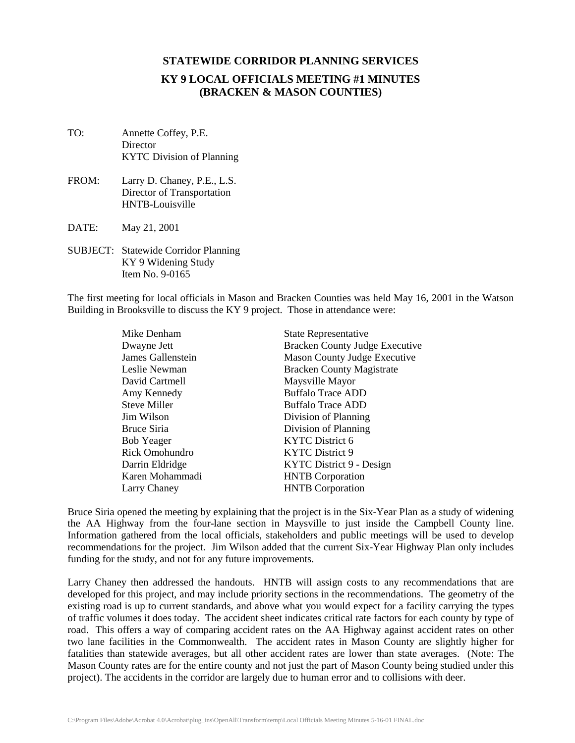# STATEWIDE CORRIDOR PLANNING SERVICES

## KY 9 LOCAL OFFICIALS MEETING #1 MINUTES (BRACKEN & MASON COUNTIES)

TO: Annette Coffey, P.E.
Director
KYTC Division of Planning

FROM: Larry D. Chaney, P.E., L.S.
Director of Transportation
HNTB-Louisville

DATE: May 21, 2001

SUBJECT: Statewide Corridor Planning
KY 9 Widening Study
Item No. 9-0165

The first meeting for local officials in Mason and Bracken Counties was held May 16, 2001 in the Watson Building in Brooksville to discuss the KY 9 project. Those in attendance were:

| | |
|---|---|
| Mike Denham | State Representative |
| Dwayne Jett | Bracken County Judge Executive |
| James Gallenstein | Mason County Judge Executive |
| Leslie Newman | Bracken County Magistrate |
| David Cartmell | Maysville Mayor |
| Amy Kennedy | Buffalo Trace ADD |
| Steve Miller | Buffalo Trace ADD |
| Jim Wilson | Division of Planning |
| Bruce Siria | Division of Planning |
| Bob Yeager | KYTC District 6 |
| Rick Omohundro | KYTC District 9 |
| Darrin Eldridge | KYTC District 9 - Design |
| Karen Mohammadi | HNTB Corporation |
| Larry Chaney | HNTB Corporation |

Bruce Siria opened the meeting by explaining that the project is in the Six-Year Plan as a study of widening the AA Highway from the four-lane section in Maysville to just inside the Campbell County line. Information gathered from the local officials, stakeholders and public meetings will be used to develop recommendations for the project. Jim Wilson added that the current Six-Year Highway Plan only includes funding for the study, and not for any future improvements.

Larry Chaney then addressed the handouts. HNTB will assign costs to any recommendations that are developed for this project, and may include priority sections in the recommendations. The geometry of the existing road is up to current standards, and above what you would expect for a facility carrying the types of traffic volumes it does today. The accident sheet indicates critical rate factors for each county by type of road. This offers a way of comparing accident rates on the AA Highway against accident rates on other two lane facilities in the Commonwealth. The accident rates in Mason County are slightly higher for fatalities than statewide averages, but all other accident rates are lower than state averages. (Note: The Mason County rates are for the entire county and not just the part of Mason County being studied under this project). The accidents in the corridor are largely due to human error and to collisions with deer.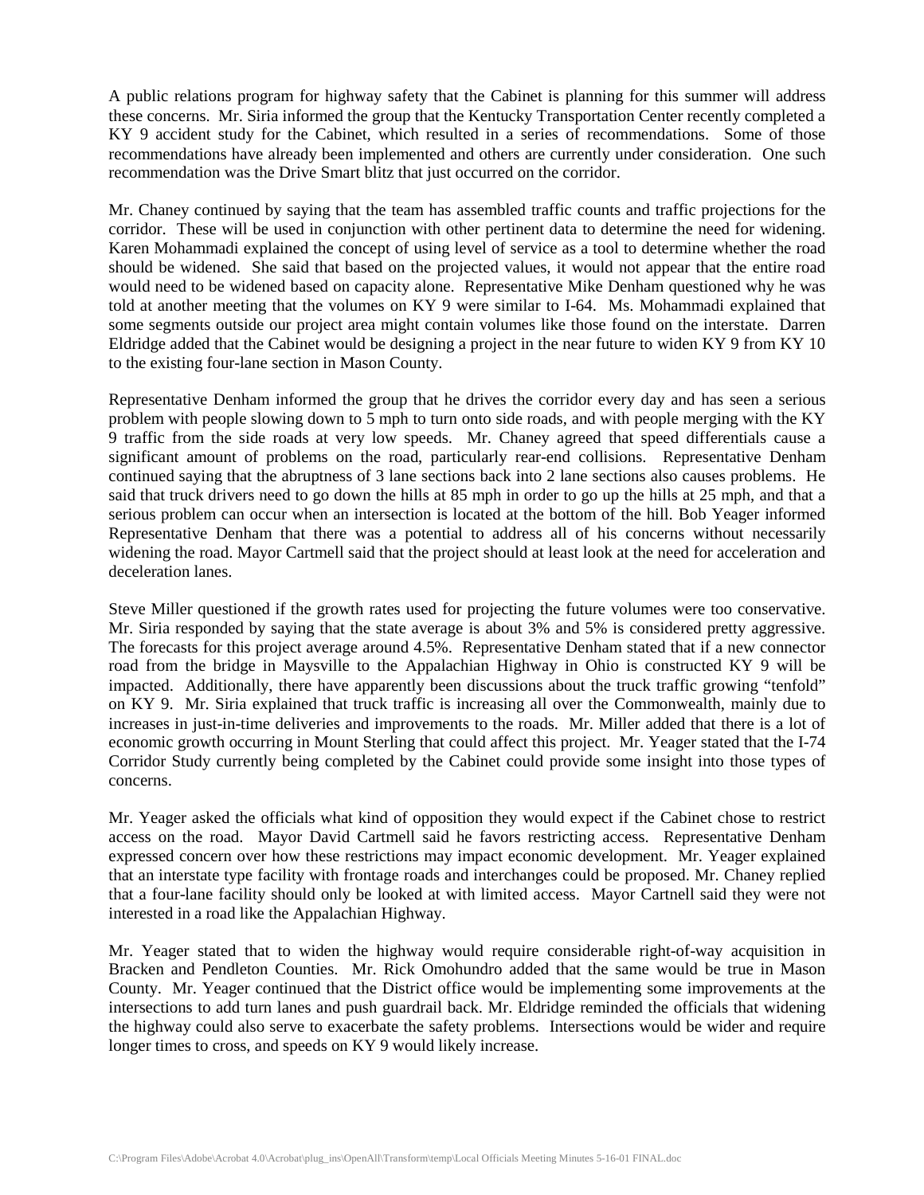A public relations program for highway safety that the Cabinet is planning for this summer will address these concerns. Mr. Siria informed the group that the Kentucky Transportation Center recently completed a KY 9 accident study for the Cabinet, which resulted in a series of recommendations. Some of those recommendations have already been implemented and others are currently under consideration. One such recommendation was the Drive Smart blitz that just occurred on the corridor.

Mr. Chaney continued by saying that the team has assembled traffic counts and traffic projections for the corridor. These will be used in conjunction with other pertinent data to determine the need for widening. Karen Mohammadi explained the concept of using level of service as a tool to determine whether the road should be widened. She said that based on the projected values, it would not appear that the entire road would need to be widened based on capacity alone. Representative Mike Denham questioned why he was told at another meeting that the volumes on KY 9 were similar to I-64. Ms. Mohammadi explained that some segments outside our project area might contain volumes like those found on the interstate. Darren Eldridge added that the Cabinet would be designing a project in the near future to widen KY 9 from KY 10 to the existing four-lane section in Mason County.

Representative Denham informed the group that he drives the corridor every day and has seen a serious problem with people slowing down to 5 mph to turn onto side roads, and with people merging with the KY 9 traffic from the side roads at very low speeds. Mr. Chaney agreed that speed differentials cause a significant amount of problems on the road, particularly rear-end collisions. Representative Denham continued saying that the abruptness of 3 lane sections back into 2 lane sections also causes problems. He said that truck drivers need to go down the hills at 85 mph in order to go up the hills at 25 mph, and that a serious problem can occur when an intersection is located at the bottom of the hill. Bob Yeager informed Representative Denham that there was a potential to address all of his concerns without necessarily widening the road. Mayor Cartmell said that the project should at least look at the need for acceleration and deceleration lanes.

Steve Miller questioned if the growth rates used for projecting the future volumes were too conservative. Mr. Siria responded by saying that the state average is about 3% and 5% is considered pretty aggressive. The forecasts for this project average around 4.5%. Representative Denham stated that if a new connector road from the bridge in Maysville to the Appalachian Highway in Ohio is constructed KY 9 will be impacted. Additionally, there have apparently been discussions about the truck traffic growing "tenfold" on KY 9. Mr. Siria explained that truck traffic is increasing all over the Commonwealth, mainly due to increases in just-in-time deliveries and improvements to the roads. Mr. Miller added that there is a lot of economic growth occurring in Mount Sterling that could affect this project. Mr. Yeager stated that the I-74 Corridor Study currently being completed by the Cabinet could provide some insight into those types of concerns.

Mr. Yeager asked the officials what kind of opposition they would expect if the Cabinet chose to restrict access on the road. Mayor David Cartmell said he favors restricting access. Representative Denham expressed concern over how these restrictions may impact economic development. Mr. Yeager explained that an interstate type facility with frontage roads and interchanges could be proposed. Mr. Chaney replied that a four-lane facility should only be looked at with limited access. Mayor Cartnell said they were not interested in a road like the Appalachian Highway.

Mr. Yeager stated that to widen the highway would require considerable right-of-way acquisition in Bracken and Pendleton Counties. Mr. Rick Omohundro added that the same would be true in Mason County. Mr. Yeager continued that the District office would be implementing some improvements at the intersections to add turn lanes and push guardrail back. Mr. Eldridge reminded the officials that widening the highway could also serve to exacerbate the safety problems. Intersections would be wider and require longer times to cross, and speeds on KY 9 would likely increase.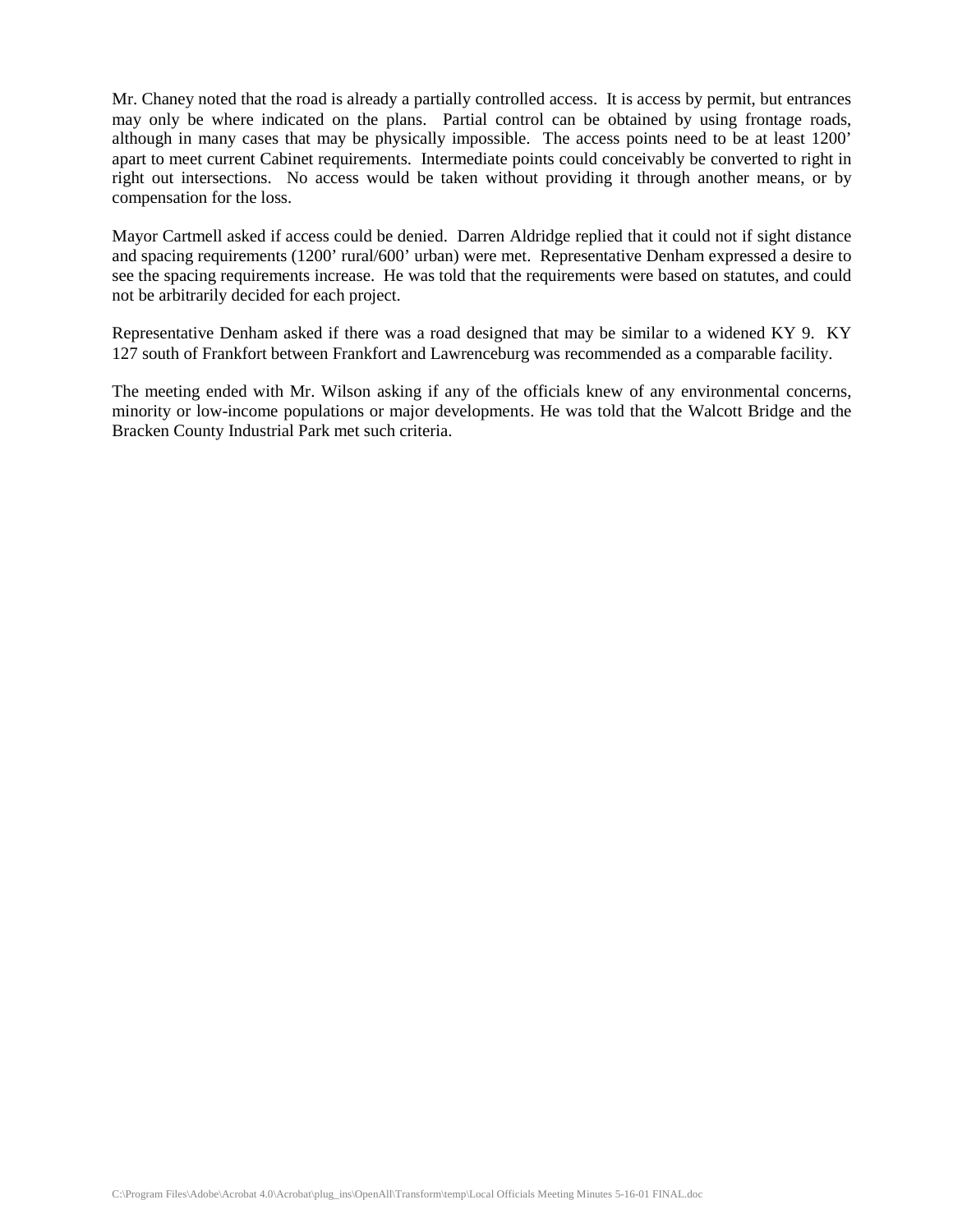Mr. Chaney noted that the road is already a partially controlled access. It is access by permit, but entrances may only be where indicated on the plans. Partial control can be obtained by using frontage roads, although in many cases that may be physically impossible. The access points need to be at least 1200' apart to meet current Cabinet requirements. Intermediate points could conceivably be converted to right in right out intersections. No access would be taken without providing it through another means, or by compensation for the loss.

Mayor Cartmell asked if access could be denied. Darren Aldridge replied that it could not if sight distance and spacing requirements (1200' rural/600' urban) were met. Representative Denham expressed a desire to see the spacing requirements increase. He was told that the requirements were based on statutes, and could not be arbitrarily decided for each project.

Representative Denham asked if there was a road designed that may be similar to a widened KY 9. KY 127 south of Frankfort between Frankfort and Lawrenceburg was recommended as a comparable facility.

The meeting ended with Mr. Wilson asking if any of the officials knew of any environmental concerns, minority or low-income populations or major developments. He was told that the Walcott Bridge and the Bracken County Industrial Park met such criteria.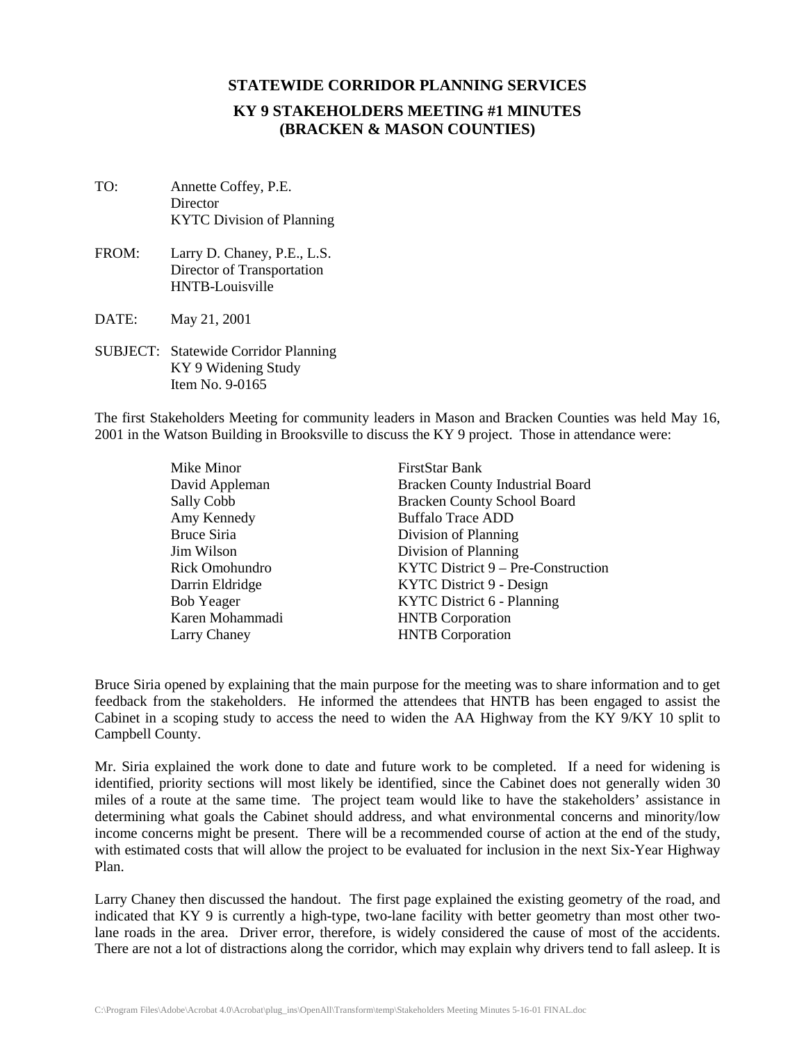# STATEWIDE CORRIDOR PLANNING SERVICES

## KY 9 STAKEHOLDERS MEETING #1 MINUTES (BRACKEN & MASON COUNTIES)

TO: Annette Coffey, P.E.
Director
KYTC Division of Planning

FROM: Larry D. Chaney, P.E., L.S.
Director of Transportation
HNTB-Louisville

DATE: May 21, 2001

SUBJECT: Statewide Corridor Planning
KY 9 Widening Study
Item No. 9-0165

The first Stakeholders Meeting for community leaders in Mason and Bracken Counties was held May 16, 2001 in the Watson Building in Brooksville to discuss the KY 9 project. Those in attendance were:

| | |
|---|---|
| Mike Minor | FirstStar Bank |
| David Appleman | Bracken County Industrial Board |
| Sally Cobb | Bracken County School Board |
| Amy Kennedy | Buffalo Trace ADD |
| Bruce Siria | Division of Planning |
| Jim Wilson | Division of Planning |
| Rick Omohundro | KYTC District 9 – Pre-Construction |
| Darrin Eldridge | KYTC District 9 - Design |
| Bob Yeager | KYTC District 6 - Planning |
| Karen Mohammadi | HNTB Corporation |
| Larry Chaney | HNTB Corporation |

Bruce Siria opened by explaining that the main purpose for the meeting was to share information and to get feedback from the stakeholders. He informed the attendees that HNTB has been engaged to assist the Cabinet in a scoping study to access the need to widen the AA Highway from the KY 9/KY 10 split to Campbell County.

Mr. Siria explained the work done to date and future work to be completed. If a need for widening is identified, priority sections will most likely be identified, since the Cabinet does not generally widen 30 miles of a route at the same time. The project team would like to have the stakeholders' assistance in determining what goals the Cabinet should address, and what environmental concerns and minority/low income concerns might be present. There will be a recommended course of action at the end of the study, with estimated costs that will allow the project to be evaluated for inclusion in the next Six-Year Highway Plan.

Larry Chaney then discussed the handout. The first page explained the existing geometry of the road, and indicated that KY 9 is currently a high-type, two-lane facility with better geometry than most other two-lane roads in the area. Driver error, therefore, is widely considered the cause of most of the accidents. There are not a lot of distractions along the corridor, which may explain why drivers tend to fall asleep. It is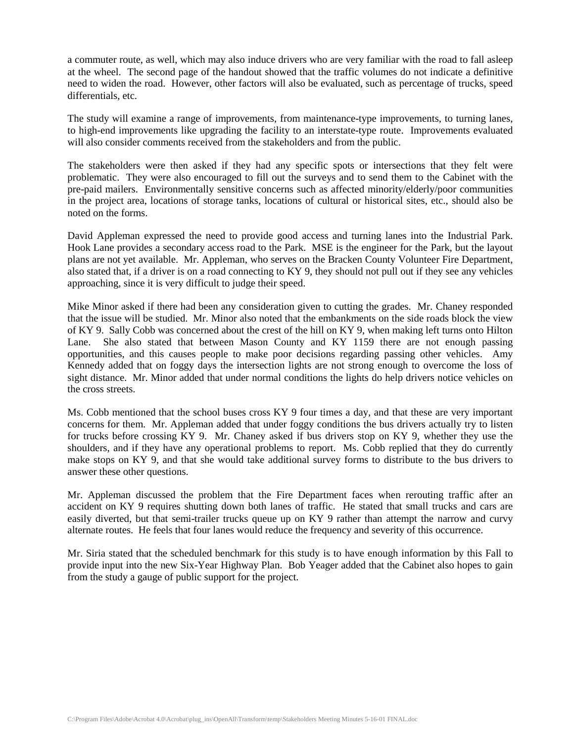a commuter route, as well, which may also induce drivers who are very familiar with the road to fall asleep at the wheel. The second page of the handout showed that the traffic volumes do not indicate a definitive need to widen the road. However, other factors will also be evaluated, such as percentage of trucks, speed differentials, etc.

The study will examine a range of improvements, from maintenance-type improvements, to turning lanes, to high-end improvements like upgrading the facility to an interstate-type route. Improvements evaluated will also consider comments received from the stakeholders and from the public.

The stakeholders were then asked if they had any specific spots or intersections that they felt were problematic. They were also encouraged to fill out the surveys and to send them to the Cabinet with the pre-paid mailers. Environmentally sensitive concerns such as affected minority/elderly/poor communities in the project area, locations of storage tanks, locations of cultural or historical sites, etc., should also be noted on the forms.

David Appleman expressed the need to provide good access and turning lanes into the Industrial Park. Hook Lane provides a secondary access road to the Park. MSE is the engineer for the Park, but the layout plans are not yet available. Mr. Appleman, who serves on the Bracken County Volunteer Fire Department, also stated that, if a driver is on a road connecting to KY 9, they should not pull out if they see any vehicles approaching, since it is very difficult to judge their speed.

Mike Minor asked if there had been any consideration given to cutting the grades. Mr. Chaney responded that the issue will be studied. Mr. Minor also noted that the embankments on the side roads block the view of KY 9. Sally Cobb was concerned about the crest of the hill on KY 9, when making left turns onto Hilton Lane. She also stated that between Mason County and KY 1159 there are not enough passing opportunities, and this causes people to make poor decisions regarding passing other vehicles. Amy Kennedy added that on foggy days the intersection lights are not strong enough to overcome the loss of sight distance. Mr. Minor added that under normal conditions the lights do help drivers notice vehicles on the cross streets.

Ms. Cobb mentioned that the school buses cross KY 9 four times a day, and that these are very important concerns for them. Mr. Appleman added that under foggy conditions the bus drivers actually try to listen for trucks before crossing KY 9. Mr. Chaney asked if bus drivers stop on KY 9, whether they use the shoulders, and if they have any operational problems to report. Ms. Cobb replied that they do currently make stops on KY 9, and that she would take additional survey forms to distribute to the bus drivers to answer these other questions.

Mr. Appleman discussed the problem that the Fire Department faces when rerouting traffic after an accident on KY 9 requires shutting down both lanes of traffic. He stated that small trucks and cars are easily diverted, but that semi-trailer trucks queue up on KY 9 rather than attempt the narrow and curvy alternate routes. He feels that four lanes would reduce the frequency and severity of this occurrence.

Mr. Siria stated that the scheduled benchmark for this study is to have enough information by this Fall to provide input into the new Six-Year Highway Plan. Bob Yeager added that the Cabinet also hopes to gain from the study a gauge of public support for the project.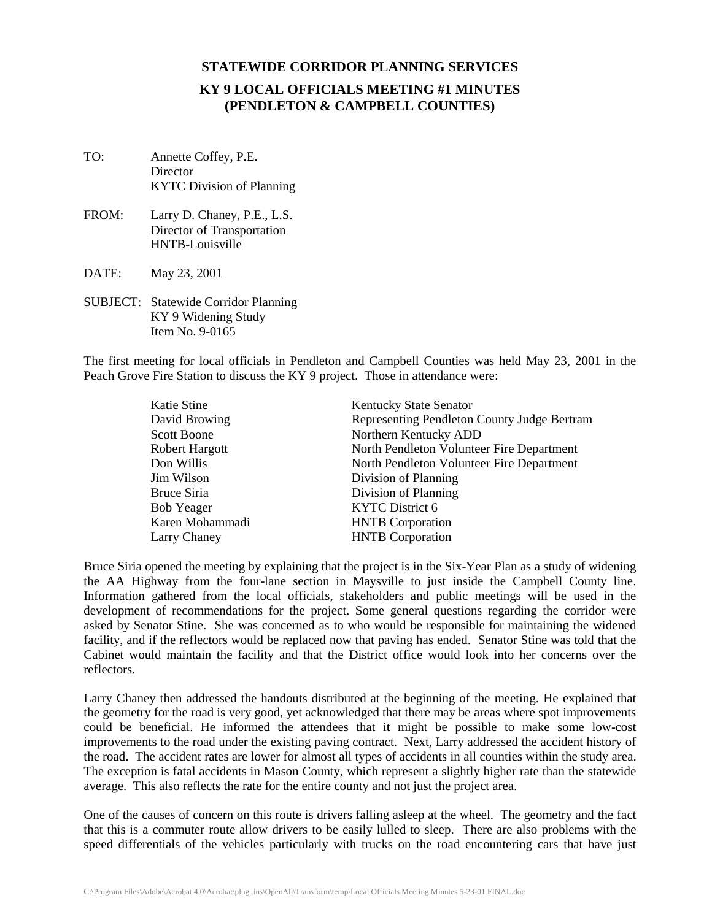# STATEWIDE CORRIDOR PLANNING SERVICES

## KY 9 LOCAL OFFICIALS MEETING #1 MINUTES (PENDLETON & CAMPBELL COUNTIES)

TO: Annette Coffey, P.E.
Director
KYTC Division of Planning

FROM: Larry D. Chaney, P.E., L.S.
Director of Transportation
HNTB-Louisville

DATE: May 23, 2001

SUBJECT: Statewide Corridor Planning
KY 9 Widening Study
Item No. 9-0165

The first meeting for local officials in Pendleton and Campbell Counties was held May 23, 2001 in the Peach Grove Fire Station to discuss the KY 9 project. Those in attendance were:

| | |
|---|---|
| Katie Stine | Kentucky State Senator |
| David Browing | Representing Pendleton County Judge Bertram |
| Scott Boone | Northern Kentucky ADD |
| Robert Hargott | North Pendleton Volunteer Fire Department |
| Don Willis | North Pendleton Volunteer Fire Department |
| Jim Wilson | Division of Planning |
| Bruce Siria | Division of Planning |
| Bob Yeager | KYTC District 6 |
| Karen Mohammadi | HNTB Corporation |
| Larry Chaney | HNTB Corporation |

Bruce Siria opened the meeting by explaining that the project is in the Six-Year Plan as a study of widening the AA Highway from the four-lane section in Maysville to just inside the Campbell County line. Information gathered from the local officials, stakeholders and public meetings will be used in the development of recommendations for the project. Some general questions regarding the corridor were asked by Senator Stine. She was concerned as to who would be responsible for maintaining the widened facility, and if the reflectors would be replaced now that paving has ended. Senator Stine was told that the Cabinet would maintain the facility and that the District office would look into her concerns over the reflectors.

Larry Chaney then addressed the handouts distributed at the beginning of the meeting. He explained that the geometry for the road is very good, yet acknowledged that there may be areas where spot improvements could be beneficial. He informed the attendees that it might be possible to make some low-cost improvements to the road under the existing paving contract. Next, Larry addressed the accident history of the road. The accident rates are lower for almost all types of accidents in all counties within the study area. The exception is fatal accidents in Mason County, which represent a slightly higher rate than the statewide average. This also reflects the rate for the entire county and not just the project area.

One of the causes of concern on this route is drivers falling asleep at the wheel. The geometry and the fact that this is a commuter route allow drivers to be easily lulled to sleep. There are also problems with the speed differentials of the vehicles particularly with trucks on the road encountering cars that have just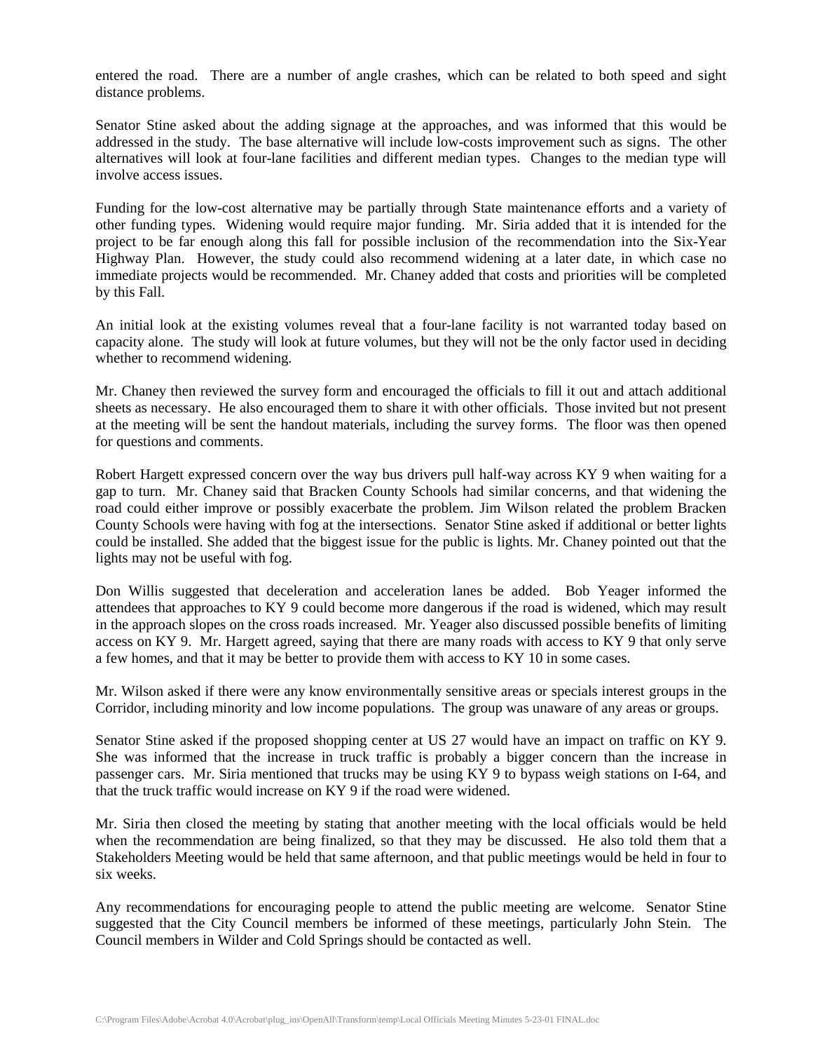entered the road. There are a number of angle crashes, which can be related to both speed and sight distance problems.

Senator Stine asked about the adding signage at the approaches, and was informed that this would be addressed in the study. The base alternative will include low-costs improvement such as signs. The other alternatives will look at four-lane facilities and different median types. Changes to the median type will involve access issues.

Funding for the low-cost alternative may be partially through State maintenance efforts and a variety of other funding types. Widening would require major funding. Mr. Siria added that it is intended for the project to be far enough along this fall for possible inclusion of the recommendation into the Six-Year Highway Plan. However, the study could also recommend widening at a later date, in which case no immediate projects would be recommended. Mr. Chaney added that costs and priorities will be completed by this Fall.

An initial look at the existing volumes reveal that a four-lane facility is not warranted today based on capacity alone. The study will look at future volumes, but they will not be the only factor used in deciding whether to recommend widening.

Mr. Chaney then reviewed the survey form and encouraged the officials to fill it out and attach additional sheets as necessary. He also encouraged them to share it with other officials. Those invited but not present at the meeting will be sent the handout materials, including the survey forms. The floor was then opened for questions and comments.

Robert Hargett expressed concern over the way bus drivers pull half-way across KY 9 when waiting for a gap to turn. Mr. Chaney said that Bracken County Schools had similar concerns, and that widening the road could either improve or possibly exacerbate the problem. Jim Wilson related the problem Bracken County Schools were having with fog at the intersections. Senator Stine asked if additional or better lights could be installed. She added that the biggest issue for the public is lights. Mr. Chaney pointed out that the lights may not be useful with fog.

Don Willis suggested that deceleration and acceleration lanes be added. Bob Yeager informed the attendees that approaches to KY 9 could become more dangerous if the road is widened, which may result in the approach slopes on the cross roads increased. Mr. Yeager also discussed possible benefits of limiting access on KY 9. Mr. Hargett agreed, saying that there are many roads with access to KY 9 that only serve a few homes, and that it may be better to provide them with access to KY 10 in some cases.

Mr. Wilson asked if there were any know environmentally sensitive areas or specials interest groups in the Corridor, including minority and low income populations. The group was unaware of any areas or groups.

Senator Stine asked if the proposed shopping center at US 27 would have an impact on traffic on KY 9. She was informed that the increase in truck traffic is probably a bigger concern than the increase in passenger cars. Mr. Siria mentioned that trucks may be using KY 9 to bypass weigh stations on I-64, and that the truck traffic would increase on KY 9 if the road were widened.

Mr. Siria then closed the meeting by stating that another meeting with the local officials would be held when the recommendation are being finalized, so that they may be discussed. He also told them that a Stakeholders Meeting would be held that same afternoon, and that public meetings would be held in four to six weeks.

Any recommendations for encouraging people to attend the public meeting are welcome. Senator Stine suggested that the City Council members be informed of these meetings, particularly John Stein. The Council members in Wilder and Cold Springs should be contacted as well.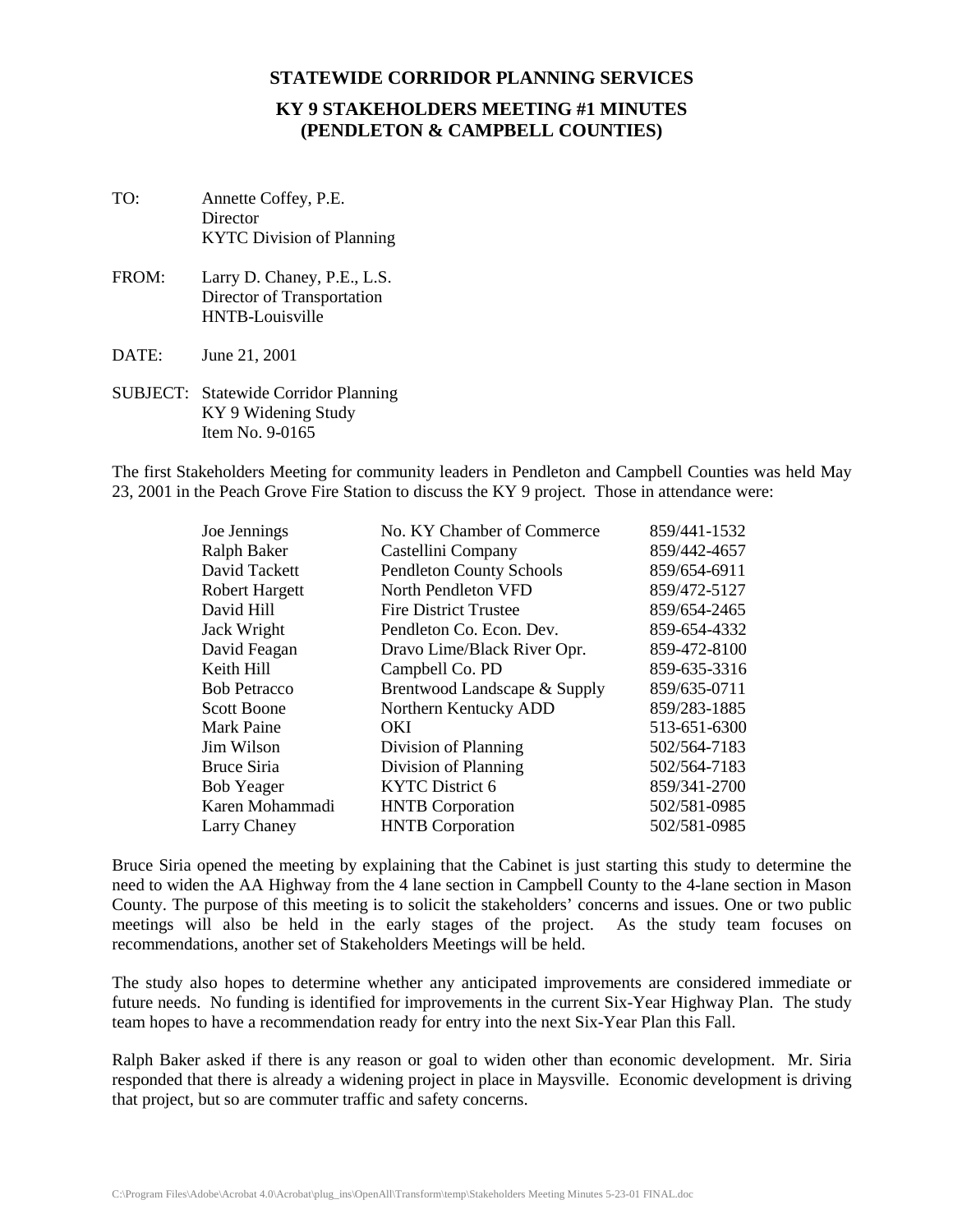**STATEWIDE CORRIDOR PLANNING SERVICES**

**KY 9 STAKEHOLDERS MEETING #1 MINUTES**
**(PENDLETON & CAMPBELL COUNTIES)**

TO: Annette Coffey, P.E.
Director
KYTC Division of Planning

FROM: Larry D. Chaney, P.E., L.S.
Director of Transportation
HNTB-Louisville

DATE: June 21, 2001

SUBJECT: Statewide Corridor Planning
KY 9 Widening Study
Item No. 9-0165

The first Stakeholders Meeting for community leaders in Pendleton and Campbell Counties was held May 23, 2001 in the Peach Grove Fire Station to discuss the KY 9 project. Those in attendance were:

| | | |
|---|---|---|
| Joe Jennings | No. KY Chamber of Commerce | 859/441-1532 |
| Ralph Baker | Castellini Company | 859/442-4657 |
| David Tackett | Pendleton County Schools | 859/654-6911 |
| Robert Hargett | North Pendleton VFD | 859/472-5127 |
| David Hill | Fire District Trustee | 859/654-2465 |
| Jack Wright | Pendleton Co. Econ. Dev. | 859-654-4332 |
| David Feagan | Dravo Lime/Black River Opr. | 859-472-8100 |
| Keith Hill | Campbell Co. PD | 859-635-3316 |
| Bob Petracco | Brentwood Landscape & Supply | 859/635-0711 |
| Scott Boone | Northern Kentucky ADD | 859/283-1885 |
| Mark Paine | OKI | 513-651-6300 |
| Jim Wilson | Division of Planning | 502/564-7183 |
| Bruce Siria | Division of Planning | 502/564-7183 |
| Bob Yeager | KYTC District 6 | 859/341-2700 |
| Karen Mohammadi | HNTB Corporation | 502/581-0985 |
| Larry Chaney | HNTB Corporation | 502/581-0985 |

Bruce Siria opened the meeting by explaining that the Cabinet is just starting this study to determine the need to widen the AA Highway from the 4 lane section in Campbell County to the 4-lane section in Mason County. The purpose of this meeting is to solicit the stakeholders' concerns and issues. One or two public meetings will also be held in the early stages of the project. As the study team focuses on recommendations, another set of Stakeholders Meetings will be held.

The study also hopes to determine whether any anticipated improvements are considered immediate or future needs. No funding is identified for improvements in the current Six-Year Highway Plan. The study team hopes to have a recommendation ready for entry into the next Six-Year Plan this Fall.

Ralph Baker asked if there is any reason or goal to widen other than economic development. Mr. Siria responded that there is already a widening project in place in Maysville. Economic development is driving that project, but so are commuter traffic and safety concerns.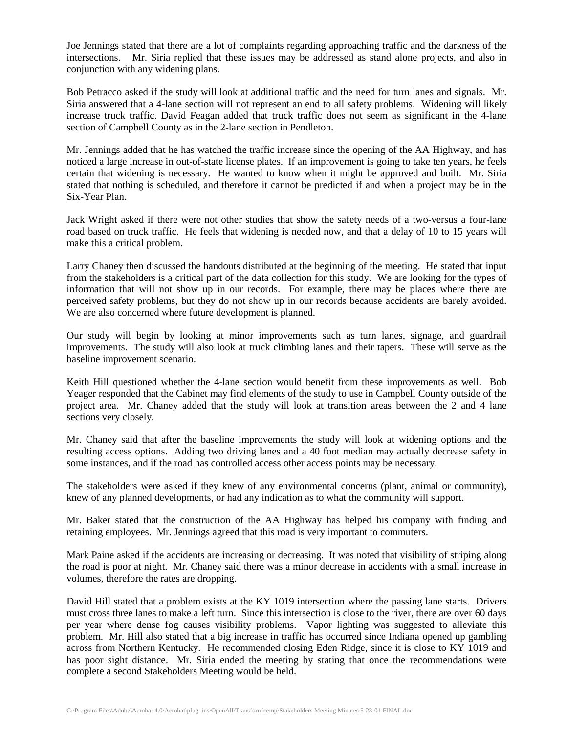Joe Jennings stated that there are a lot of complaints regarding approaching traffic and the darkness of the intersections. Mr. Siria replied that these issues may be addressed as stand alone projects, and also in conjunction with any widening plans.

Bob Petracco asked if the study will look at additional traffic and the need for turn lanes and signals. Mr. Siria answered that a 4-lane section will not represent an end to all safety problems. Widening will likely increase truck traffic. David Feagan added that truck traffic does not seem as significant in the 4-lane section of Campbell County as in the 2-lane section in Pendleton.

Mr. Jennings added that he has watched the traffic increase since the opening of the AA Highway, and has noticed a large increase in out-of-state license plates. If an improvement is going to take ten years, he feels certain that widening is necessary. He wanted to know when it might be approved and built. Mr. Siria stated that nothing is scheduled, and therefore it cannot be predicted if and when a project may be in the Six-Year Plan.

Jack Wright asked if there were not other studies that show the safety needs of a two-versus a four-lane road based on truck traffic. He feels that widening is needed now, and that a delay of 10 to 15 years will make this a critical problem.

Larry Chaney then discussed the handouts distributed at the beginning of the meeting. He stated that input from the stakeholders is a critical part of the data collection for this study. We are looking for the types of information that will not show up in our records. For example, there may be places where there are perceived safety problems, but they do not show up in our records because accidents are barely avoided. We are also concerned where future development is planned.

Our study will begin by looking at minor improvements such as turn lanes, signage, and guardrail improvements. The study will also look at truck climbing lanes and their tapers. These will serve as the baseline improvement scenario.

Keith Hill questioned whether the 4-lane section would benefit from these improvements as well. Bob Yeager responded that the Cabinet may find elements of the study to use in Campbell County outside of the project area. Mr. Chaney added that the study will look at transition areas between the 2 and 4 lane sections very closely.

Mr. Chaney said that after the baseline improvements the study will look at widening options and the resulting access options. Adding two driving lanes and a 40 foot median may actually decrease safety in some instances, and if the road has controlled access other access points may be necessary.

The stakeholders were asked if they knew of any environmental concerns (plant, animal or community), knew of any planned developments, or had any indication as to what the community will support.

Mr. Baker stated that the construction of the AA Highway has helped his company with finding and retaining employees. Mr. Jennings agreed that this road is very important to commuters.

Mark Paine asked if the accidents are increasing or decreasing. It was noted that visibility of striping along the road is poor at night. Mr. Chaney said there was a minor decrease in accidents with a small increase in volumes, therefore the rates are dropping.

David Hill stated that a problem exists at the KY 1019 intersection where the passing lane starts. Drivers must cross three lanes to make a left turn. Since this intersection is close to the river, there are over 60 days per year where dense fog causes visibility problems. Vapor lighting was suggested to alleviate this problem. Mr. Hill also stated that a big increase in traffic has occurred since Indiana opened up gambling across from Northern Kentucky. He recommended closing Eden Ridge, since it is close to KY 1019 and has poor sight distance. Mr. Siria ended the meeting by stating that once the recommendations were complete a second Stakeholders Meeting would be held.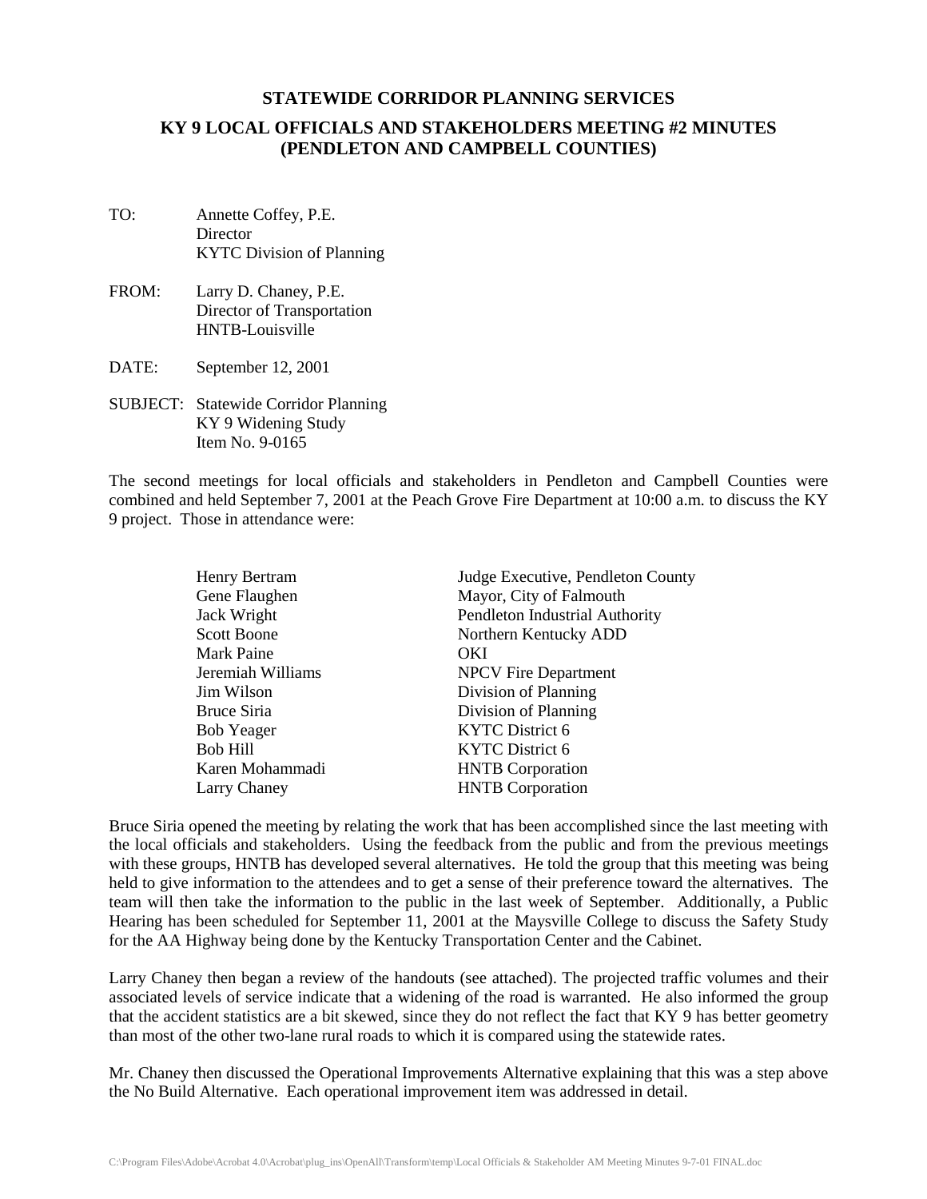# STATEWIDE CORRIDOR PLANNING SERVICES

## KY 9 LOCAL OFFICIALS AND STAKEHOLDERS MEETING #2 MINUTES (PENDLETON AND CAMPBELL COUNTIES)

TO: Annette Coffey, P.E.
Director
KYTC Division of Planning

FROM: Larry D. Chaney, P.E.
Director of Transportation
HNTB-Louisville

DATE: September 12, 2001

SUBJECT: Statewide Corridor Planning
KY 9 Widening Study
Item No. 9-0165

The second meetings for local officials and stakeholders in Pendleton and Campbell Counties were combined and held September 7, 2001 at the Peach Grove Fire Department at 10:00 a.m. to discuss the KY 9 project. Those in attendance were:

| | |
|---|---|
| Henry Bertram | Judge Executive, Pendleton County |
| Gene Flaughen | Mayor, City of Falmouth |
| Jack Wright | Pendleton Industrial Authority |
| Scott Boone | Northern Kentucky ADD |
| Mark Paine | OKI |
| Jeremiah Williams | NPCV Fire Department |
| Jim Wilson | Division of Planning |
| Bruce Siria | Division of Planning |
| Bob Yeager | KYTC District 6 |
| Bob Hill | KYTC District 6 |
| Karen Mohammadi | HNTB Corporation |
| Larry Chaney | HNTB Corporation |

Bruce Siria opened the meeting by relating the work that has been accomplished since the last meeting with the local officials and stakeholders. Using the feedback from the public and from the previous meetings with these groups, HNTB has developed several alternatives. He told the group that this meeting was being held to give information to the attendees and to get a sense of their preference toward the alternatives. The team will then take the information to the public in the last week of September. Additionally, a Public Hearing has been scheduled for September 11, 2001 at the Maysville College to discuss the Safety Study for the AA Highway being done by the Kentucky Transportation Center and the Cabinet.

Larry Chaney then began a review of the handouts (see attached). The projected traffic volumes and their associated levels of service indicate that a widening of the road is warranted. He also informed the group that the accident statistics are a bit skewed, since they do not reflect the fact that KY 9 has better geometry than most of the other two-lane rural roads to which it is compared using the statewide rates.

Mr. Chaney then discussed the Operational Improvements Alternative explaining that this was a step above the No Build Alternative. Each operational improvement item was addressed in detail.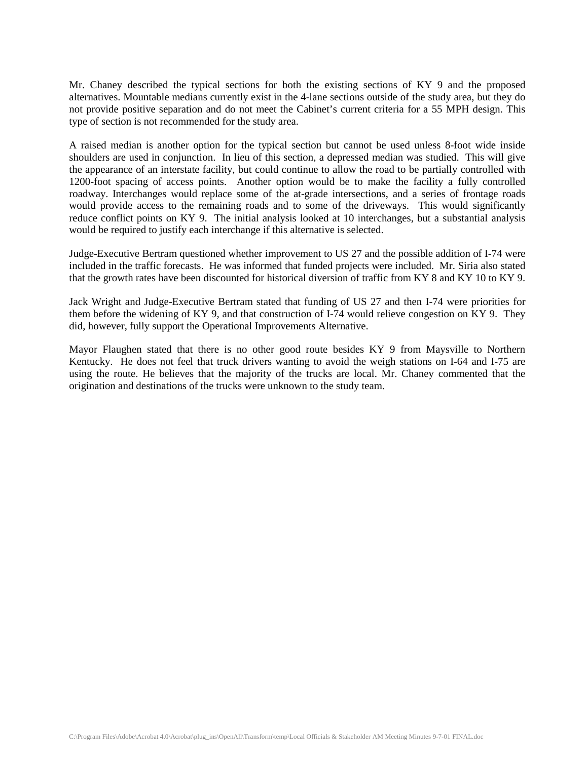Mr. Chaney described the typical sections for both the existing sections of KY 9 and the proposed alternatives. Mountable medians currently exist in the 4-lane sections outside of the study area, but they do not provide positive separation and do not meet the Cabinet's current criteria for a 55 MPH design. This type of section is not recommended for the study area.

A raised median is another option for the typical section but cannot be used unless 8-foot wide inside shoulders are used in conjunction. In lieu of this section, a depressed median was studied. This will give the appearance of an interstate facility, but could continue to allow the road to be partially controlled with 1200-foot spacing of access points. Another option would be to make the facility a fully controlled roadway. Interchanges would replace some of the at-grade intersections, and a series of frontage roads would provide access to the remaining roads and to some of the driveways. This would significantly reduce conflict points on KY 9. The initial analysis looked at 10 interchanges, but a substantial analysis would be required to justify each interchange if this alternative is selected.

Judge-Executive Bertram questioned whether improvement to US 27 and the possible addition of I-74 were included in the traffic forecasts. He was informed that funded projects were included. Mr. Siria also stated that the growth rates have been discounted for historical diversion of traffic from KY 8 and KY 10 to KY 9.

Jack Wright and Judge-Executive Bertram stated that funding of US 27 and then I-74 were priorities for them before the widening of KY 9, and that construction of I-74 would relieve congestion on KY 9. They did, however, fully support the Operational Improvements Alternative.

Mayor Flaughen stated that there is no other good route besides KY 9 from Maysville to Northern Kentucky. He does not feel that truck drivers wanting to avoid the weigh stations on I-64 and I-75 are using the route. He believes that the majority of the trucks are local. Mr. Chaney commented that the origination and destinations of the trucks were unknown to the study team.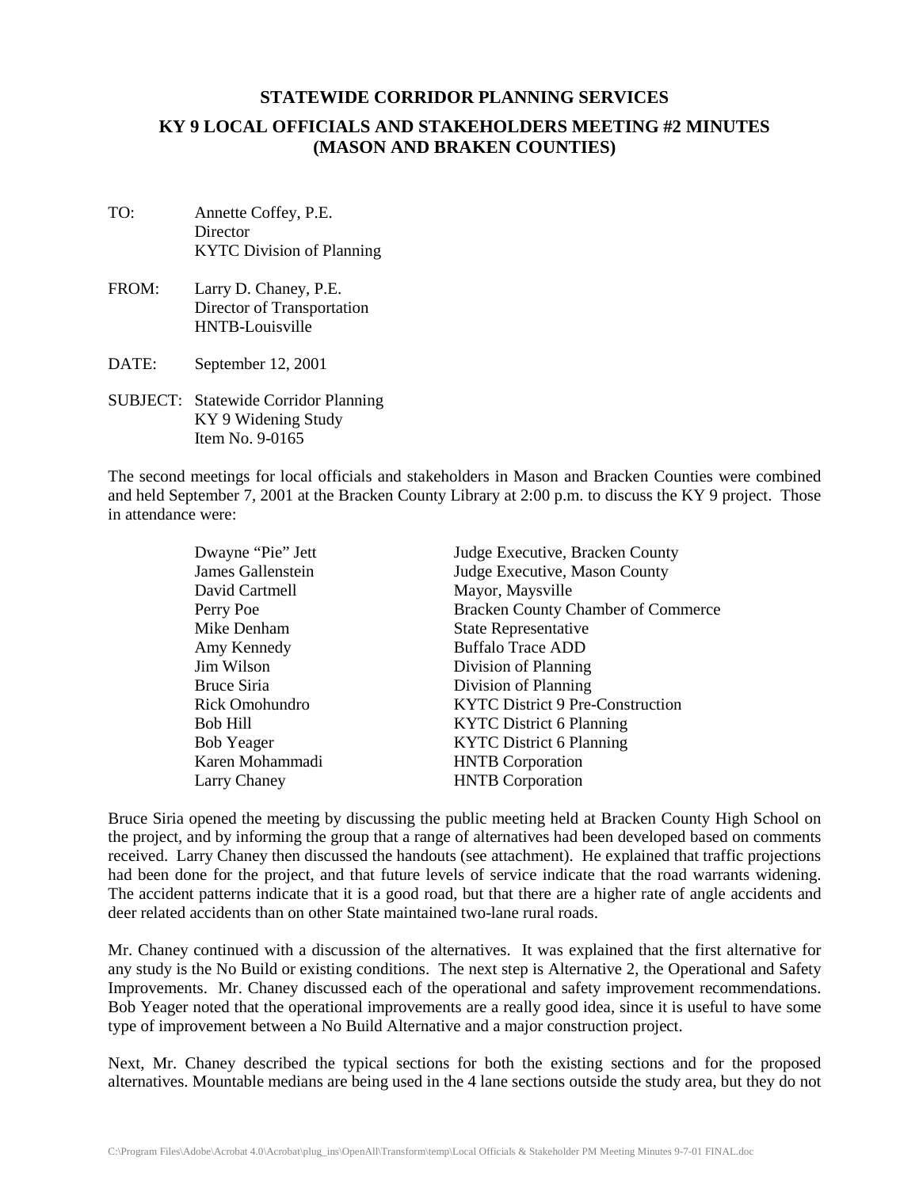**STATEWIDE CORRIDOR PLANNING SERVICES**

**KY 9 LOCAL OFFICIALS AND STAKEHOLDERS MEETING #2 MINUTES (MASON AND BRAKEN COUNTIES)**

TO: Annette Coffey, P.E.
Director
KYTC Division of Planning

FROM: Larry D. Chaney, P.E.
Director of Transportation
HNTB-Louisville

DATE: September 12, 2001

SUBJECT: Statewide Corridor Planning
KY 9 Widening Study
Item No. 9-0165

The second meetings for local officials and stakeholders in Mason and Bracken Counties were combined and held September 7, 2001 at the Bracken County Library at 2:00 p.m. to discuss the KY 9 project. Those in attendance were:

| | |
|---|---|
| Dwayne "Pie" Jett | Judge Executive, Bracken County |
| James Gallenstein | Judge Executive, Mason County |
| David Cartmell | Mayor, Maysville |
| Perry Poe | Bracken County Chamber of Commerce |
| Mike Denham | State Representative |
| Amy Kennedy | Buffalo Trace ADD |
| Jim Wilson | Division of Planning |
| Bruce Siria | Division of Planning |
| Rick Omohundro | KYTC District 9 Pre-Construction |
| Bob Hill | KYTC District 6 Planning |
| Bob Yeager | KYTC District 6 Planning |
| Karen Mohammadi | HNTB Corporation |
| Larry Chaney | HNTB Corporation |

Bruce Siria opened the meeting by discussing the public meeting held at Bracken County High School on the project, and by informing the group that a range of alternatives had been developed based on comments received. Larry Chaney then discussed the handouts (see attachment). He explained that traffic projections had been done for the project, and that future levels of service indicate that the road warrants widening. The accident patterns indicate that it is a good road, but that there are a higher rate of angle accidents and deer related accidents than on other State maintained two-lane rural roads.

Mr. Chaney continued with a discussion of the alternatives. It was explained that the first alternative for any study is the No Build or existing conditions. The next step is Alternative 2, the Operational and Safety Improvements. Mr. Chaney discussed each of the operational and safety improvement recommendations. Bob Yeager noted that the operational improvements are a really good idea, since it is useful to have some type of improvement between a No Build Alternative and a major construction project.

Next, Mr. Chaney described the typical sections for both the existing sections and for the proposed alternatives. Mountable medians are being used in the 4 lane sections outside the study area, but they do not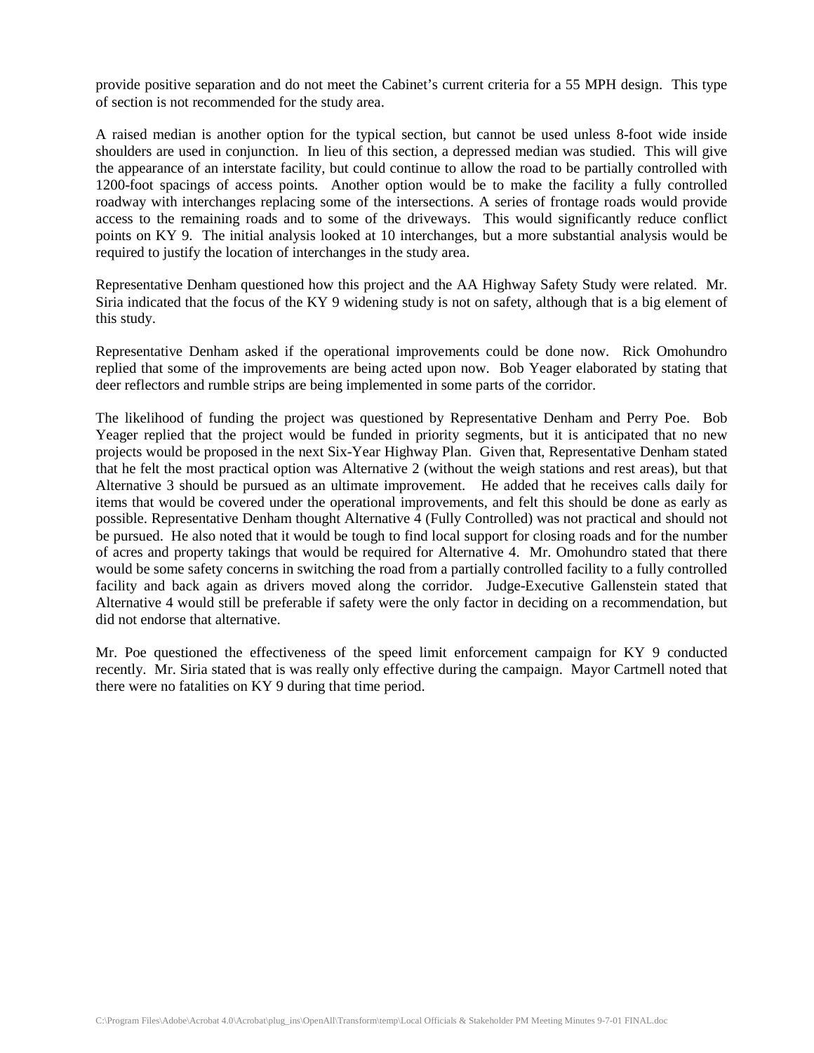provide positive separation and do not meet the Cabinet's current criteria for a 55 MPH design. This type of section is not recommended for the study area.

A raised median is another option for the typical section, but cannot be used unless 8-foot wide inside shoulders are used in conjunction. In lieu of this section, a depressed median was studied. This will give the appearance of an interstate facility, but could continue to allow the road to be partially controlled with 1200-foot spacings of access points. Another option would be to make the facility a fully controlled roadway with interchanges replacing some of the intersections. A series of frontage roads would provide access to the remaining roads and to some of the driveways. This would significantly reduce conflict points on KY 9. The initial analysis looked at 10 interchanges, but a more substantial analysis would be required to justify the location of interchanges in the study area.

Representative Denham questioned how this project and the AA Highway Safety Study were related. Mr. Siria indicated that the focus of the KY 9 widening study is not on safety, although that is a big element of this study.

Representative Denham asked if the operational improvements could be done now. Rick Omohundro replied that some of the improvements are being acted upon now. Bob Yeager elaborated by stating that deer reflectors and rumble strips are being implemented in some parts of the corridor.

The likelihood of funding the project was questioned by Representative Denham and Perry Poe. Bob Yeager replied that the project would be funded in priority segments, but it is anticipated that no new projects would be proposed in the next Six-Year Highway Plan. Given that, Representative Denham stated that he felt the most practical option was Alternative 2 (without the weigh stations and rest areas), but that Alternative 3 should be pursued as an ultimate improvement. He added that he receives calls daily for items that would be covered under the operational improvements, and felt this should be done as early as possible. Representative Denham thought Alternative 4 (Fully Controlled) was not practical and should not be pursued. He also noted that it would be tough to find local support for closing roads and for the number of acres and property takings that would be required for Alternative 4. Mr. Omohundro stated that there would be some safety concerns in switching the road from a partially controlled facility to a fully controlled facility and back again as drivers moved along the corridor. Judge-Executive Gallenstein stated that Alternative 4 would still be preferable if safety were the only factor in deciding on a recommendation, but did not endorse that alternative.

Mr. Poe questioned the effectiveness of the speed limit enforcement campaign for KY 9 conducted recently. Mr. Siria stated that is was really only effective during the campaign. Mayor Cartmell noted that there were no fatalities on KY 9 during that time period.